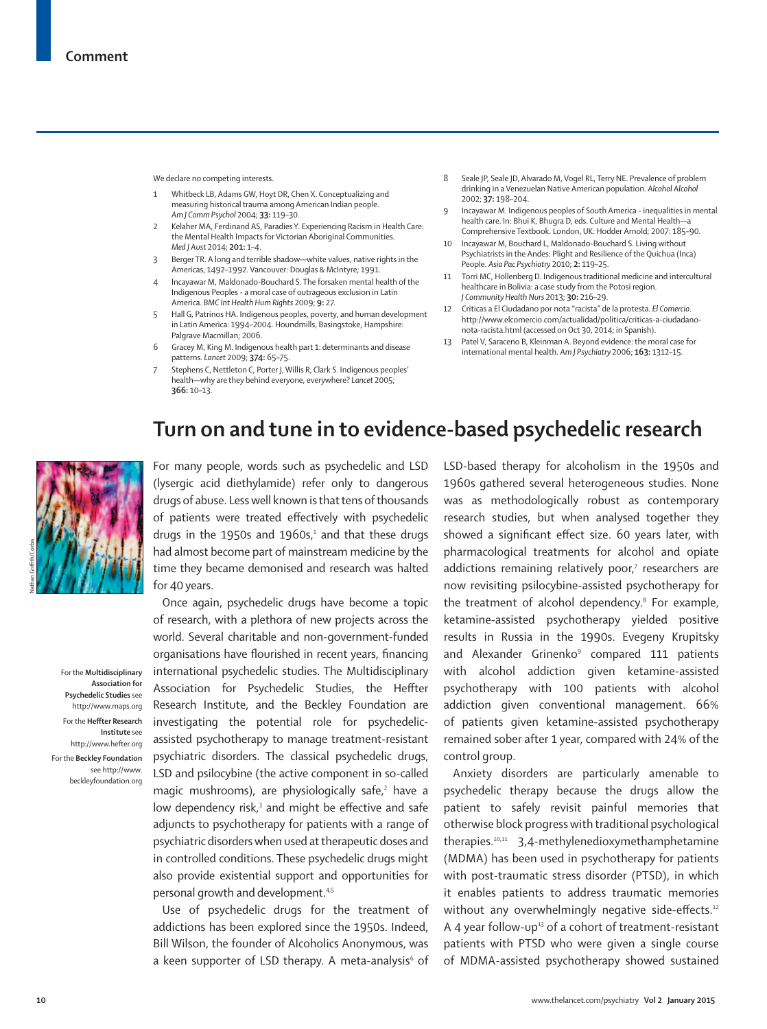We declare no competing interests.

1. Whitbeck LB, Adams GW, Hoyt DR, Chen X. Conceptualizing and measuring historical trauma among American Indian people. *Am J Comm Psychol* 2004; **33:** 119–30.
2. Kelaher MA, Ferdinand AS, Paradies Y. Experiencing Racism in Health Care: the Mental Health Impacts for Victorian Aboriginal Communities. *Med J Aust* 2014; **201:** 1–4.
3. Berger TR. A long and terrible shadow—white values, native rights in the Americas, 1492–1992. Vancouver: Douglas & McIntyre; 1991.
4. Incayawar M, Maldonado-Bouchard S. The forsaken mental health of the Indigenous Peoples - a moral case of outrageous exclusion in Latin America. *BMC Int Health Hum Rights* 2009; **9:** 27.
5. Hall G, Patrinos HA. Indigenous peoples, poverty, and human development in Latin America: 1994–2004. Houndmills, Basingstoke, Hampshire: Palgrave Macmillan; 2006.
6. Gracey M, King M. Indigenous health part 1: determinants and disease patterns. *Lancet* 2009; **374:** 65–75.
7. Stephens C, Nettleton C, Porter J, Willis R, Clark S. Indigenous peoples' health—why are they behind everyone, everywhere? *Lancet* 2005; **366:** 10–13.
8. Seale JP, Seale JD, Alvarado M, Vogel RL, Terry NE. Prevalence of problem drinking in a Venezuelan Native American population. *Alcohol Alcohol* 2002; **37:** 198–204.
9. Incayawar M. Indigenous peoples of South America - inequalities in mental health care. In: Bhui K, Bhugra D, eds. Culture and Mental Health—a Comprehensive Textbook. London, UK: Hodder Arnold; 2007: 185–90.
10. Incayawar M, Bouchard L, Maldonado-Bouchard S. Living without Psychiatrists in the Andes: Plight and Resilience of the Quichua (Inca) People. *Asia Pac Psychiatry* 2010; **2:** 119–25.
11. Torri MC, Hollenberg D. Indigenous traditional medicine and intercultural healthcare in Bolivia: a case study from the Potosi region. *J Community Health Nurs* 2013; **30:** 216–29.
12. Criticas a El Ciudadano por nota "racista" de la protesta. *El Comercio*. http://www.elcomercio.com/actualidad/politica/criticas-a-ciudadano-nota-racista.html (accessed on Oct 30, 2014; in Spanish).
13. Patel V, Saraceno B, Kleinman A. Beyond evidence: the moral case for international mental health. *Am J Psychiatry* 2006; **163:** 1312–15.

# Turn on and tune in to evidence-based psychedelic research

Nathan Griffith/Corbis

For many people, words such as psychedelic and LSD (lysergic acid diethylamide) refer only to dangerous drugs of abuse. Less well known is that tens of thousands of patients were treated effectively with psychedelic drugs in the 1950s and 1960s,[1] and that these drugs had almost become part of mainstream medicine by the time they became demonised and research was halted for 40 years.

Once again, psychedelic drugs have become a topic of research, with a plethora of new projects across the world. Several charitable and non-government-funded organisations have flourished in recent years, financing international psychedelic studies. The Multidisciplinary Association for Psychedelic Studies, the Heffter Research Institute, and the Beckley Foundation are investigating the potential role for psychedelic-assisted psychotherapy to manage treatment-resistant psychiatric disorders. The classical psychedelic drugs, LSD and psilocybine (the active component in so-called magic mushrooms), are physiologically safe,[2] have a low dependency risk,[3] and might be effective and safe adjuncts to psychotherapy for patients with a range of psychiatric disorders when used at therapeutic doses and in controlled conditions. These psychedelic drugs might also provide existential support and opportunities for personal growth and development.[4,5]

For the **Multidisciplinary Association for Psychedelic Studies** see http://www.maps.org

For the **Heffter Research Institute** see http://www.hefter.org

For the **Beckley Foundation** see http://www.beckleyfoundation.org

Use of psychedelic drugs for the treatment of addictions has been explored since the 1950s. Indeed, Bill Wilson, the founder of Alcoholics Anonymous, was a keen supporter of LSD therapy. A meta-analysis[6] of LSD-based therapy for alcoholism in the 1950s and 1960s gathered several heterogeneous studies. None was as methodologically robust as contemporary research studies, but when analysed together they showed a significant effect size. 60 years later, with pharmacological treatments for alcohol and opiate addictions remaining relatively poor,[7] researchers are now revisiting psilocybine-assisted psychotherapy for the treatment of alcohol dependency.[8] For example, ketamine-assisted psychotherapy yielded positive results in Russia in the 1990s. Evegeny Krupitsky and Alexander Grinenko[9] compared 111 patients with alcohol addiction given ketamine-assisted psychotherapy with 100 patients with alcohol addiction given conventional management. 66% of patients given ketamine-assisted psychotherapy remained sober after 1 year, compared with 24% of the control group.

Anxiety disorders are particularly amenable to psychedelic therapy because the drugs allow the patient to safely revisit painful memories that otherwise block progress with traditional psychological therapies.[10,11] 3,4-methylenedioxymethamphetamine (MDMA) has been used in psychotherapy for patients with post-traumatic stress disorder (PTSD), in which it enables patients to address traumatic memories without any overwhelmingly negative side-effects.[12] A 4 year follow-up[13] of a cohort of treatment-resistant patients with PTSD who were given a single course of MDMA-assisted psychotherapy showed sustained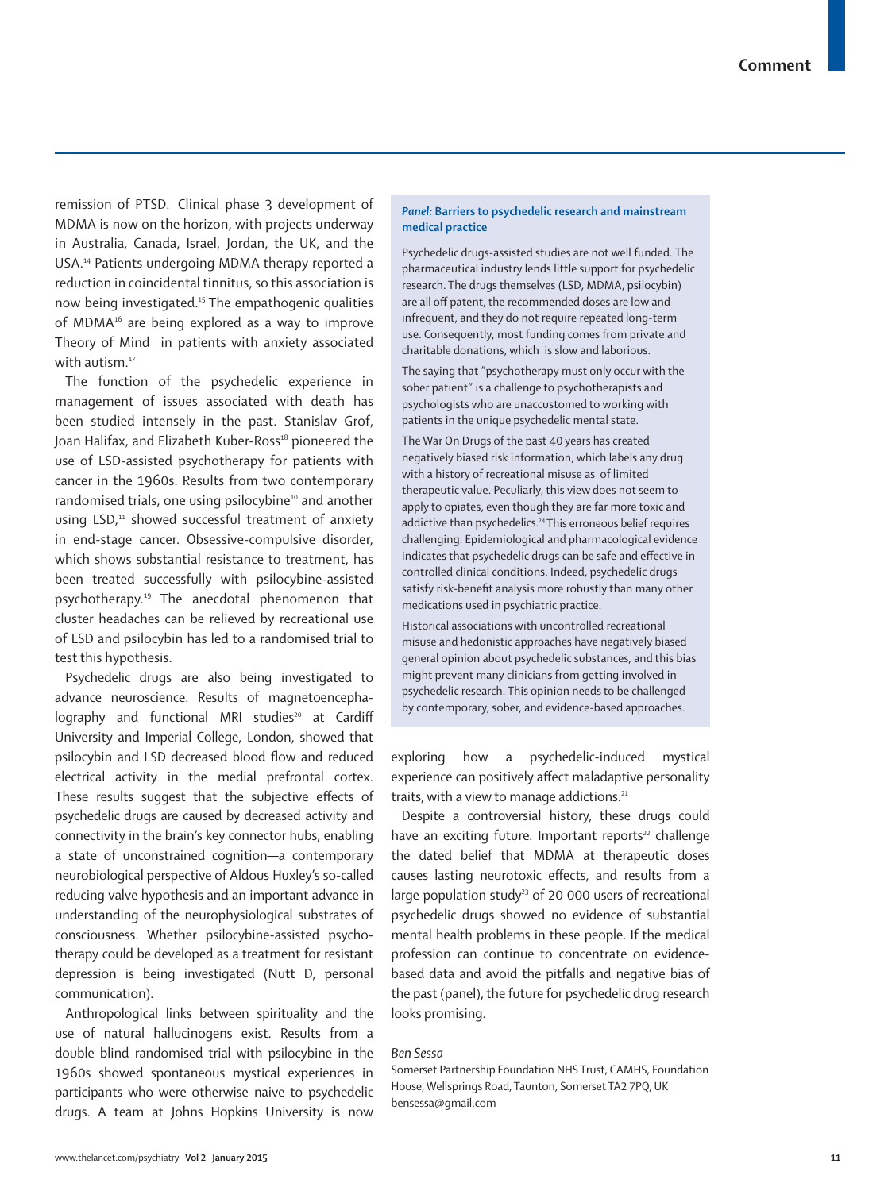remission of PTSD. Clinical phase 3 development of MDMA is now on the horizon, with projects underway in Australia, Canada, Israel, Jordan, the UK, and the USA.[14] Patients undergoing MDMA therapy reported a reduction in coincidental tinnitus, so this association is now being investigated.[15] The empathogenic qualities of MDMA[16] are being explored as a way to improve Theory of Mind in patients with anxiety associated with autism.[17]

The function of the psychedelic experience in management of issues associated with death has been studied intensely in the past. Stanislav Grof, Joan Halifax, and Elizabeth Kuber-Ross[18] pioneered the use of LSD-assisted psychotherapy for patients with cancer in the 1960s. Results from two contemporary randomised trials, one using psilocybine[10] and another using LSD,[11] showed successful treatment of anxiety in end-stage cancer. Obsessive-compulsive disorder, which shows substantial resistance to treatment, has been treated successfully with psilocybine-assisted psychotherapy.[19] The anecdotal phenomenon that cluster headaches can be relieved by recreational use of LSD and psilocybin has led to a randomised trial to test this hypothesis.

Psychedelic drugs are also being investigated to advance neuroscience. Results of magnetoencephalography and functional MRI studies[20] at Cardiff University and Imperial College, London, showed that psilocybin and LSD decreased blood flow and reduced electrical activity in the medial prefrontal cortex. These results suggest that the subjective effects of psychedelic drugs are caused by decreased activity and connectivity in the brain's key connector hubs, enabling a state of unconstrained cognition—a contemporary neurobiological perspective of Aldous Huxley's so-called reducing valve hypothesis and an important advance in understanding of the neurophysiological substrates of consciousness. Whether psilocybine-assisted psychotherapy could be developed as a treatment for resistant depression is being investigated (Nutt D, personal communication).

Anthropological links between spirituality and the use of natural hallucinogens exist. Results from a double blind randomised trial with psilocybine in the 1960s showed spontaneous mystical experiences in participants who were otherwise naive to psychedelic drugs. A team at Johns Hopkins University is now exploring how a psychedelic-induced mystical experience can positively affect maladaptive personality traits, with a view to manage addictions.[21]

Despite a controversial history, these drugs could have an exciting future. Important reports[22] challenge the dated belief that MDMA at therapeutic doses causes lasting neurotoxic effects, and results from a large population study[23] of 20 000 users of recreational psychedelic drugs showed no evidence of substantial mental health problems in these people. If the medical profession can continue to concentrate on evidence-based data and avoid the pitfalls and negative bias of the past (panel), the future for psychedelic drug research looks promising.

*Ben Sessa*

Somerset Partnership Foundation NHS Trust, CAMHS, Foundation House, Wellsprings Road, Taunton, Somerset TA2 7PQ, UK
bensessa@gmail.com

### *Panel:* Barriers to psychedelic research and mainstream medical practice

Psychedelic drugs-assisted studies are not well funded. The pharmaceutical industry lends little support for psychedelic research. The drugs themselves (LSD, MDMA, psilocybin) are all off patent, the recommended doses are low and infrequent, and they do not require repeated long-term use. Consequently, most funding comes from private and charitable donations, which is slow and laborious.

The saying that "psychotherapy must only occur with the sober patient" is a challenge to psychotherapists and psychologists who are unaccustomed to working with patients in the unique psychedelic mental state.

The War On Drugs of the past 40 years has created negatively biased risk information, which labels any drug with a history of recreational misuse as of limited therapeutic value. Peculiarly, this view does not seem to apply to opiates, even though they are far more toxic and addictive than psychedelics.[24] This erroneous belief requires challenging. Epidemiological and pharmacological evidence indicates that psychedelic drugs can be safe and effective in controlled clinical conditions. Indeed, psychedelic drugs satisfy risk-benefit analysis more robustly than many other medications used in psychiatric practice.

Historical associations with uncontrolled recreational misuse and hedonistic approaches have negatively biased general opinion about psychedelic substances, and this bias might prevent many clinicians from getting involved in psychedelic research. This opinion needs to be challenged by contemporary, sober, and evidence-based approaches.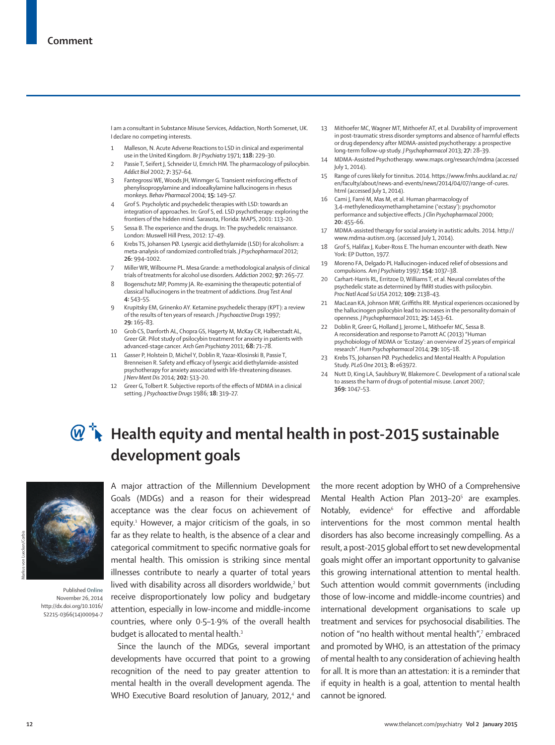I am a consultant in Substance Misuse Services, Addaction, North Somerset, UK. I declare no competing interests.

1. Malleson, N. Acute Adverse Reactions to LSD in clinical and experimental use in the United Kingdom. *Br J Psychiatry* 1971; **118:** 229–30.
2. Passie T, Seifert J, Schneider U, Emrich HM. The pharmacology of psilocybin. *Addict Biol* 2002; **7:** 357–64.
3. Fantegrossi WE, Woods JH, Winmger G. Transient reinforcing effects of phenylisopropylamine and indoealkylamine hallucinogens in rhesus monkeys. *Behav Pharmacol* 2004; **15:** 149–57.
4. Grof S. Psycholytic and psychedelic therapies with LSD: towards an integration of approaches. In: Grof S, ed. LSD psychotherapy: exploring the frontiers of the hidden mind. Sarasota, Florida: MAPS, 2001: 113–20.
5. Sessa B. The experience and the drugs. In: The psychedelic renaissance. London: Muswell Hill Press, 2012: 17–49.
6. Krebs TS, Johansen PØ. Lysergic acid diethylamide (LSD) for alcoholism: a meta-analysis of randomized controlled trials. *J Psychopharmacol* 2012; **26:** 994–1002.
7. Miller WR, Wilbourne PL. Mesa Grande: a methodological analysis of clinical trials of treatments for alcohol use disorders. *Addiction* 2002; **97:** 265–77.
8. Bogenschutz MP, Pommy JA. Re-examining the therapeutic potential of classical hallucinogens in the treatment of addictions. *Drug Test Anal* **4:** 543–55.
9. Krupitsky EM, Grinenko AY. Ketamine psychedelic therapy (KPT): a review of the results of ten years of research. *J Psychoactive Drugs* 1997; **29:** 165–83.
10. Grob CS, Danforth AL, Chopra GS, Hagerty M, McKay CR, Halberstadt AL, Greer GR. Pilot study of psilocybin treatment for anxiety in patients with advanced-stage cancer. *Arch Gen Psychiatry* 2011; **68:** 71–78.
11. Gasser P, Holstein D, Michel Y, Doblin R, Yazar-Klosinski B, Passie T, Brenneisen R. Safety and efficacy of lysergic acid diethylamide-assisted psychotherapy for anxiety associated with life-threatening diseases. *J Nerv Ment Dis* 2014; **202:** 513–20.
12. Greer G, Tolbert R. Subjective reports of the effects of MDMA in a clinical setting. *J Psychoactive Drugs* 1986; **18:** 319–27.
13. Mithoefer MC, Wagner MT, Mithoefer AT, et al. Durability of improvement in post-traumatic stress disorder symptoms and absence of harmful effects or drug dependency after MDMA-assisted psychotherapy: a prospective long-term follow-up study. *J Psychopharmacol* 2013; **27:** 28–39.
14. MDMA-Assisted Psychotherapy. www.maps.org/research/mdma (accessed July 1, 2014).
15. Range of cures likely for tinnitus. 2014. https://www.fmhs.auckland.ac.nz/en/faculty/about/news-and-events/news/2014/04/07/range-of-cures.html (accessed July 1, 2014).
16. Cami J, Farré M, Mas M, et al. Human pharmacology of 3,4-methylenedioxymethamphetamine ('ecstasy'): psychomotor performance and subjective effects. *J Clin Psychopharmacol* 2000; **20:** 455–66.
17. MDMA-assisted therapy for social anxiety in autistic adults. 2014. http://www.mdma-autism.org. (accessed July 1, 2014).
18. Grof S, Halifax J, Kuber-Ross E. The human encounter with death. New York: EP Dutton, 1977.
19. Moreno FA, Delgado PL Hallucinogen-induced relief of obsessions and compulsions. *Am J Psychiatry* 1997; **154:** 1037–38.
20. Carhart-Harris RL, Erritzoe D, Williams T, et al. Neural correlates of the psychedelic state as determined by fMRI studies with psilocybin. *Proc Natl Acad Sci USA* 2012; **109:** 2138–43.
21. MacLean KA, Johnson MW, Griffiths RR. Mystical experiences occasioned by the hallucinogen psilocybin lead to increases in the personality domain of openness. *J Psychopharmacol* 2011; **25:** 1453–61.
22. Doblin R, Greer G, Holland J, Jerome L, Mithoefer MC, Sessa B. A reconsideration and response to Parrott AC (2013) "Human psychobiology of MDMA or 'Ecstasy': an overview of 25 years of empirical research". *Hum Psychopharmacol* 2014; **29:** 105–18.
23. Krebs TS, Johansen PØ. Psychedelics and Mental Health: A Population Study. *PLoS One* 2013; **8:** e63972.
24. Nutt D, King LA, Saulsbury W, Blakemore C. Development of a rational scale to assess the harm of drugs of potential misuse. *Lancet* 2007; **369:** 1047–53.

# Health equity and mental health in post-2015 sustainable development goals

Markus von Luecken/Corbis

Published **Online** November 26, 2014 http://dx.doi.org/10.1016/S2215-0366(14)00094-7

A major attraction of the Millennium Development Goals (MDGs) and a reason for their widespread acceptance was the clear focus on achievement of equity.[1] However, a major criticism of the goals, in so far as they relate to health, is the absence of a clear and categorical commitment to specific normative goals for mental health. This omission is striking since mental illnesses contribute to nearly a quarter of total years lived with disability across all disorders worldwide,[2] but receive disproportionately low policy and budgetary attention, especially in low-income and middle-income countries, where only 0·5–1·9% of the overall health budget is allocated to mental health.[3]

Since the launch of the MDGs, several important developments have occurred that point to a growing recognition of the need to pay greater attention to mental health in the overall development agenda. The WHO Executive Board resolution of January, 2012,[4] and the more recent adoption by WHO of a Comprehensive Mental Health Action Plan 2013–20[5] are examples. Notably, evidence[6] for effective and affordable interventions for the most common mental health disorders has also become increasingly compelling. As a result, a post-2015 global effort to set new developmental goals might offer an important opportunity to galvanise this growing international attention to mental health. Such attention would commit governments (including those of low-income and middle-income countries) and international development organisations to scale up treatment and services for psychosocial disabilities. The notion of "no health without mental health",[7] embraced and promoted by WHO, is an attestation of the primacy of mental health to any consideration of achieving health for all. It is more than an attestation: it is a reminder that if equity in health is a goal, attention to mental health cannot be ignored.